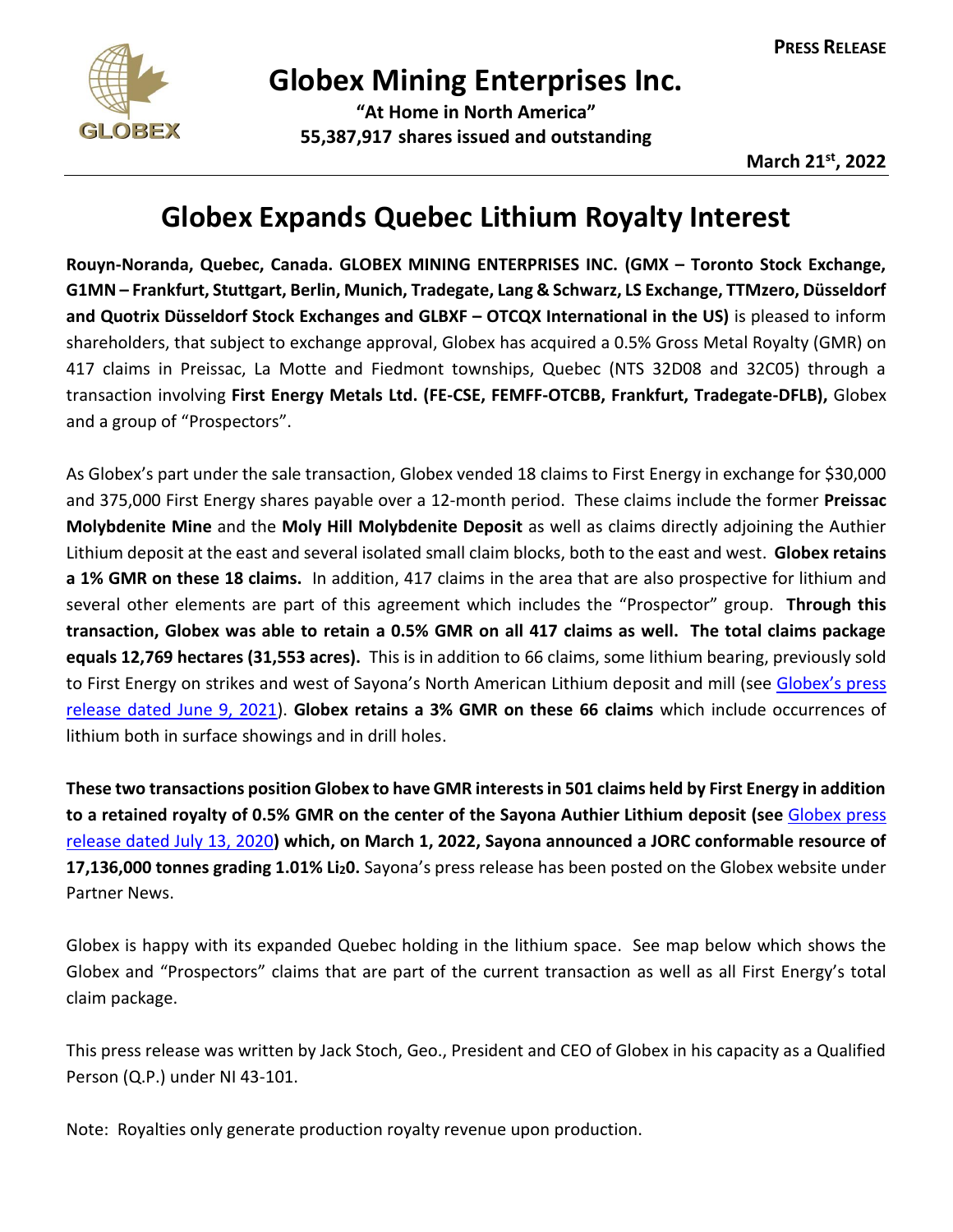**PRESS RELEASE**

# Globex Mining Enterprises Inc.

**"At Home in North America"**
**55,387,917 shares issued and outstanding**

**March 21st, 2022**

## Globex Expands Quebec Lithium Royalty Interest

**Rouyn-Noranda, Quebec, Canada. GLOBEX MINING ENTERPRISES INC. (GMX – Toronto Stock Exchange, G1MN – Frankfurt, Stuttgart, Berlin, Munich, Tradegate, Lang & Schwarz, LS Exchange, TTMzero, Düsseldorf and Quotrix Düsseldorf Stock Exchanges and GLBXF – OTCQX International in the US)** is pleased to inform shareholders, that subject to exchange approval, Globex has acquired a 0.5% Gross Metal Royalty (GMR) on 417 claims in Preissac, La Motte and Fiedmont townships, Quebec (NTS 32D08 and 32C05) through a transaction involving **First Energy Metals Ltd. (FE-CSE, FEMFF-OTCBB, Frankfurt, Tradegate-DFLB),** Globex and a group of "Prospectors".

As Globex's part under the sale transaction, Globex vended 18 claims to First Energy in exchange for $30,000 and 375,000 First Energy shares payable over a 12-month period. These claims include the former **Preissac Molybdenite Mine** and the **Moly Hill Molybdenite Deposit** as well as claims directly adjoining the Authier Lithium deposit at the east and several isolated small claim blocks, both to the east and west. **Globex retains a 1% GMR on these 18 claims.** In addition, 417 claims in the area that are also prospective for lithium and several other elements are part of this agreement which includes the "Prospector" group. **Through this transaction, Globex was able to retain a 0.5% GMR on all 417 claims as well. The total claims package equals 12,769 hectares (31,553 acres).** This is in addition to 66 claims, some lithium bearing, previously sold to First Energy on strikes and west of Sayona's North American Lithium deposit and mill (see Globex's press release dated June 9, 2021). **Globex retains a 3% GMR on these 66 claims** which include occurrences of lithium both in surface showings and in drill holes.

**These two transactions position Globex to have GMR interests in 501 claims held by First Energy in addition to a retained royalty of 0.5% GMR on the center of the Sayona Authier Lithium deposit (see** Globex press release dated July 13, 2020**) which, on March 1, 2022, Sayona announced a JORC conformable resource of 17,136,000 tonnes grading 1.01% $Li_2O$.** Sayona's press release has been posted on the Globex website under Partner News.

Globex is happy with its expanded Quebec holding in the lithium space. See map below which shows the Globex and "Prospectors" claims that are part of the current transaction as well as all First Energy's total claim package.

This press release was written by Jack Stoch, Geo., President and CEO of Globex in his capacity as a Qualified Person (Q.P.) under NI 43-101.

Note: Royalties only generate production royalty revenue upon production.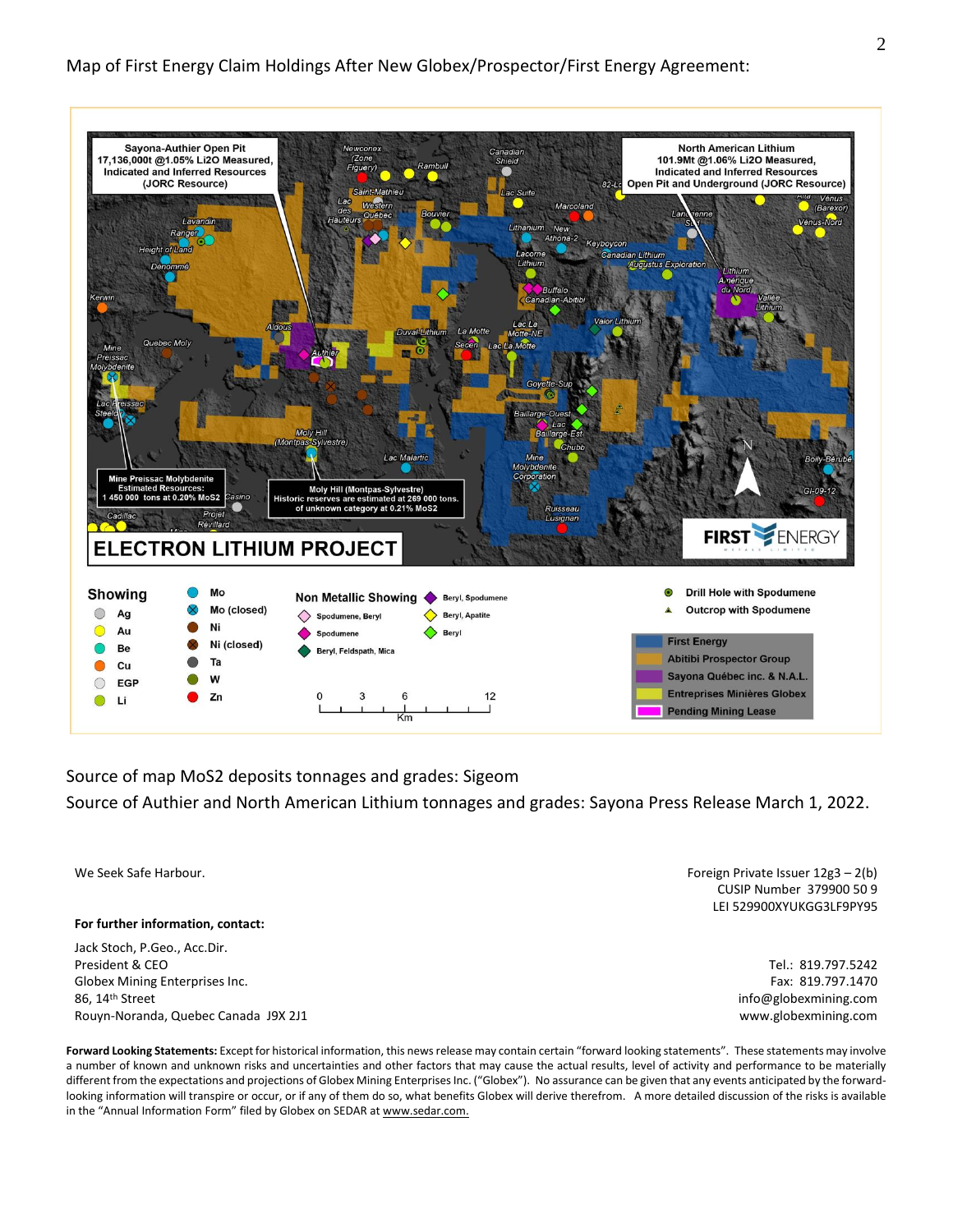Map of First Energy Claim Holdings After New Globex/Prospector/First Energy Agreement:

Sayona-Authier Open Pit
17,136,000t @1.05% Li2O Measured, Indicated and Inferred Resources (JORC Resource)

North American Lithium
101.9Mt @1.06% Li2O Measured, Indicated and Inferred Resources
Open Pit and Underground (JORC Resource)

Mine Preissac Molybdenite
Estimated Resources:
1 450 000 tons at 0.20% MoS2

Moly Hill (Montpas-Sylvestre)
Historic reserves are estimated at 269 000 tons. of unknown category at 0.21% MoS2

ELECTRON LITHIUM PROJECT

FIRST ENERGY

Showing: Ag, Au, Be, Cu, EGP, Li, Mo, Mo (closed), Ni, Ni (closed), Ta, W, Zn

Non Metallic Showing: Beryl, Spodumene; Spodumene, Beryl; Beryl, Apatite; Spodumene; Beryl; Beryl, Feldspath, Mica

Drill Hole with Spodumene
Outcrop with Spodumene

First Energy
Abitibi Prospector Group
Sayona Québec inc. & N.A.L.
Entreprises Minières Globex
Pending Mining Lease

0 3 6 12
Km

Source of map MoS2 deposits tonnages and grades: Sigeom
Source of Authier and North American Lithium tonnages and grades: Sayona Press Release March 1, 2022.

We Seek Safe Harbour.

Foreign Private Issuer 12g3 – 2(b)
CUSIP Number 379900 50 9
LEI 529900XYUKGG3LF9PY95

**For further information, contact:**

Jack Stoch, P.Geo., Acc.Dir.
President & CEO
Globex Mining Enterprises Inc.
86, 14th Street
Rouyn-Noranda, Quebec Canada J9X 2J1

Tel.: 819.797.5242
Fax: 819.797.1470
info@globexmining.com
www.globexmining.com

**Forward Looking Statements:** Except for historical information, this news release may contain certain "forward looking statements". These statements may involve a number of known and unknown risks and uncertainties and other factors that may cause the actual results, level of activity and performance to be materially different from the expectations and projections of Globex Mining Enterprises Inc. ("Globex"). No assurance can be given that any events anticipated by the forward-looking information will transpire or occur, or if any of them do so, what benefits Globex will derive therefrom. A more detailed discussion of the risks is available in the "Annual Information Form" filed by Globex on SEDAR at www.sedar.com.